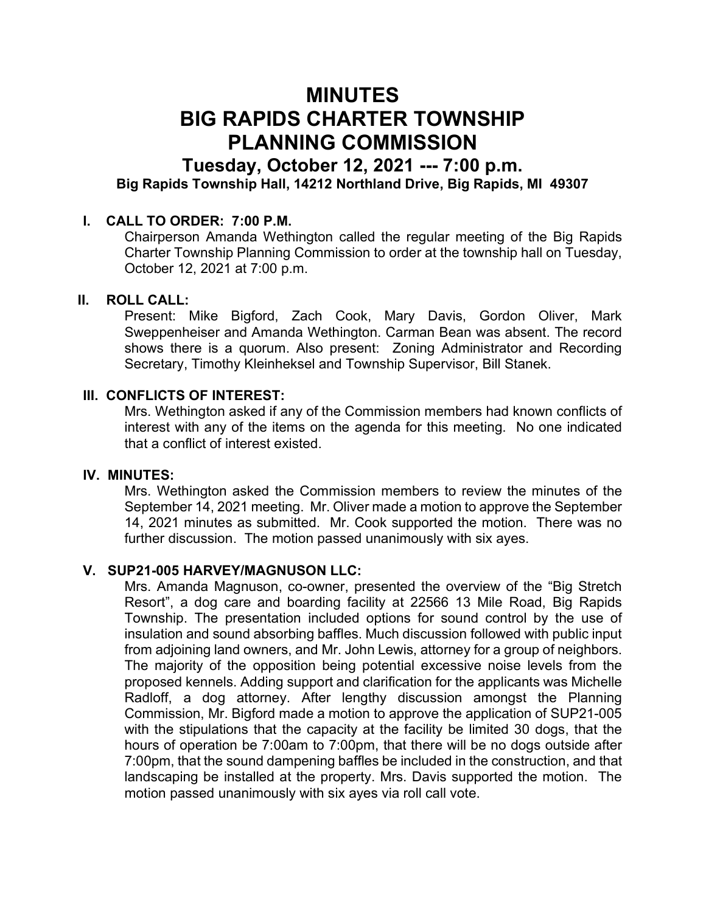# MINUTES
# BIG RAPIDS CHARTER TOWNSHIP
# PLANNING COMMISSION

## Tuesday, October 12, 2021 --- 7:00 p.m.

**Big Rapids Township Hall, 14212 Northland Drive, Big Rapids, MI 49307**

### I. CALL TO ORDER: 7:00 P.M.

Chairperson Amanda Wethington called the regular meeting of the Big Rapids Charter Township Planning Commission to order at the township hall on Tuesday, October 12, 2021 at 7:00 p.m.

### II. ROLL CALL:

Present: Mike Bigford, Zach Cook, Mary Davis, Gordon Oliver, Mark Sweppenheiser and Amanda Wethington. Carman Bean was absent. The record shows there is a quorum. Also present: Zoning Administrator and Recording Secretary, Timothy Kleinheksel and Township Supervisor, Bill Stanek.

### III. CONFLICTS OF INTEREST:

Mrs. Wethington asked if any of the Commission members had known conflicts of interest with any of the items on the agenda for this meeting. No one indicated that a conflict of interest existed.

### IV. MINUTES:

Mrs. Wethington asked the Commission members to review the minutes of the September 14, 2021 meeting. Mr. Oliver made a motion to approve the September 14, 2021 minutes as submitted. Mr. Cook supported the motion. There was no further discussion. The motion passed unanimously with six ayes.

### V. SUP21-005 HARVEY/MAGNUSON LLC:

Mrs. Amanda Magnuson, co-owner, presented the overview of the "Big Stretch Resort", a dog care and boarding facility at 22566 13 Mile Road, Big Rapids Township. The presentation included options for sound control by the use of insulation and sound absorbing baffles. Much discussion followed with public input from adjoining land owners, and Mr. John Lewis, attorney for a group of neighbors. The majority of the opposition being potential excessive noise levels from the proposed kennels. Adding support and clarification for the applicants was Michelle Radloff, a dog attorney. After lengthy discussion amongst the Planning Commission, Mr. Bigford made a motion to approve the application of SUP21-005 with the stipulations that the capacity at the facility be limited 30 dogs, that the hours of operation be 7:00am to 7:00pm, that there will be no dogs outside after 7:00pm, that the sound dampening baffles be included in the construction, and that landscaping be installed at the property. Mrs. Davis supported the motion. The motion passed unanimously with six ayes via roll call vote.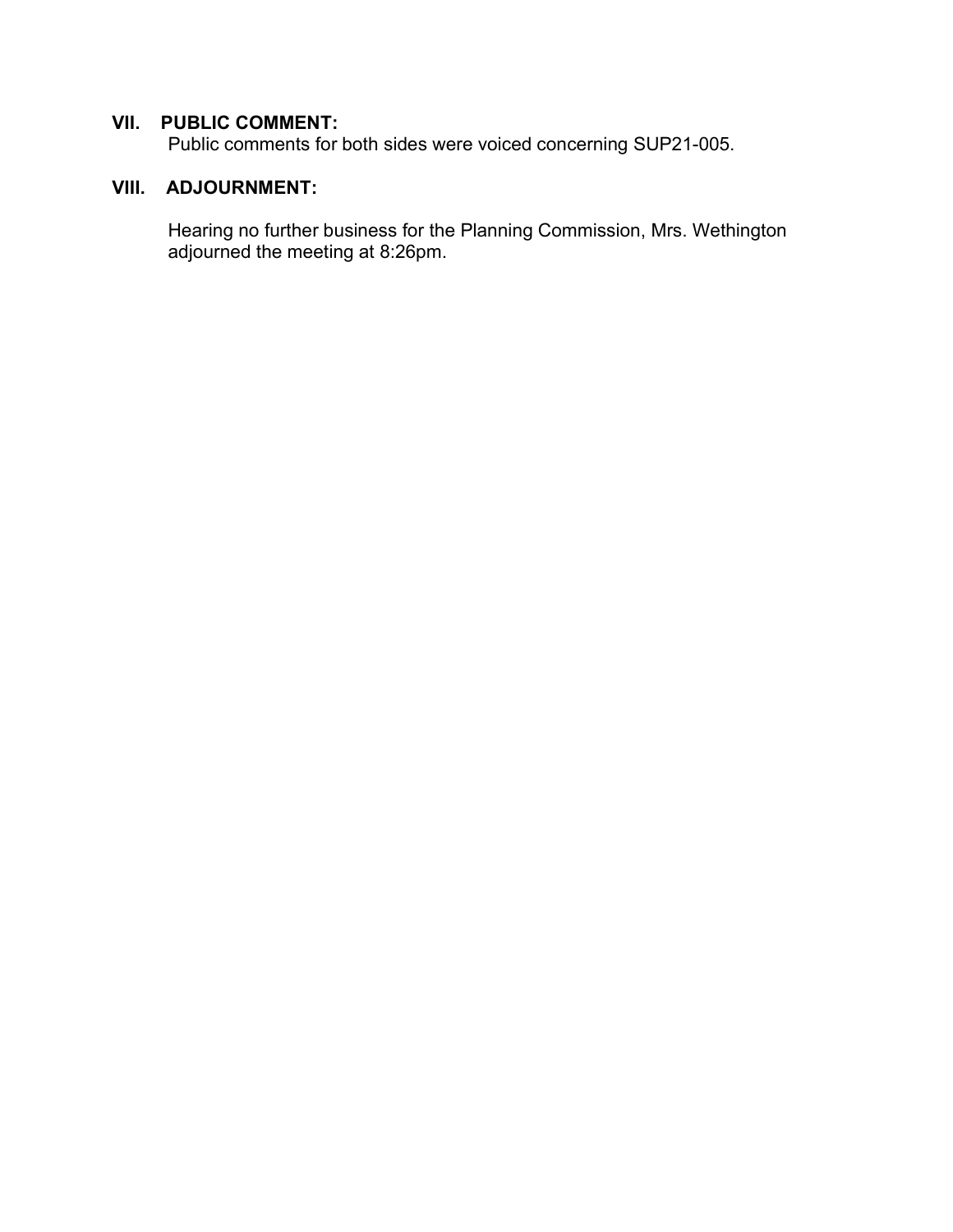## VII. PUBLIC COMMENT:

Public comments for both sides were voiced concerning SUP21-005.

## VIII. ADJOURNMENT:

Hearing no further business for the Planning Commission, Mrs. Wethington adjourned the meeting at 8:26pm.